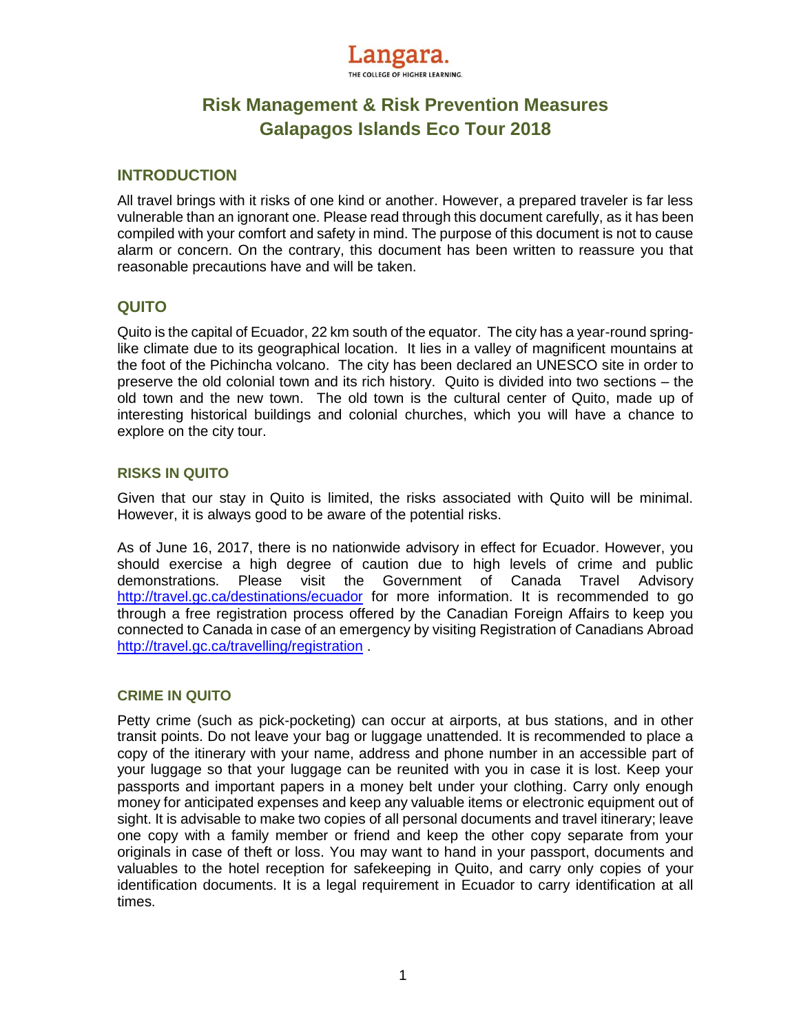Langara.

THE COLLEGE OF HIGHER LEARNING.

# Risk Management & Risk Prevention Measures
# Galapagos Islands Eco Tour 2018

## INTRODUCTION

All travel brings with it risks of one kind or another. However, a prepared traveler is far less vulnerable than an ignorant one. Please read through this document carefully, as it has been compiled with your comfort and safety in mind. The purpose of this document is not to cause alarm or concern. On the contrary, this document has been written to reassure you that reasonable precautions have and will be taken.

## QUITO

Quito is the capital of Ecuador, 22 km south of the equator. The city has a year-round spring-like climate due to its geographical location. It lies in a valley of magnificent mountains at the foot of the Pichincha volcano. The city has been declared an UNESCO site in order to preserve the old colonial town and its rich history. Quito is divided into two sections – the old town and the new town. The old town is the cultural center of Quito, made up of interesting historical buildings and colonial churches, which you will have a chance to explore on the city tour.

### RISKS IN QUITO

Given that our stay in Quito is limited, the risks associated with Quito will be minimal. However, it is always good to be aware of the potential risks.

As of June 16, 2017, there is no nationwide advisory in effect for Ecuador. However, you should exercise a high degree of caution due to high levels of crime and public demonstrations. Please visit the Government of Canada Travel Advisory http://travel.gc.ca/destinations/ecuador for more information. It is recommended to go through a free registration process offered by the Canadian Foreign Affairs to keep you connected to Canada in case of an emergency by visiting Registration of Canadians Abroad http://travel.gc.ca/travelling/registration .

### CRIME IN QUITO

Petty crime (such as pick-pocketing) can occur at airports, at bus stations, and in other transit points. Do not leave your bag or luggage unattended. It is recommended to place a copy of the itinerary with your name, address and phone number in an accessible part of your luggage so that your luggage can be reunited with you in case it is lost. Keep your passports and important papers in a money belt under your clothing. Carry only enough money for anticipated expenses and keep any valuable items or electronic equipment out of sight. It is advisable to make two copies of all personal documents and travel itinerary; leave one copy with a family member or friend and keep the other copy separate from your originals in case of theft or loss. You may want to hand in your passport, documents and valuables to the hotel reception for safekeeping in Quito, and carry only copies of your identification documents. It is a legal requirement in Ecuador to carry identification at all times.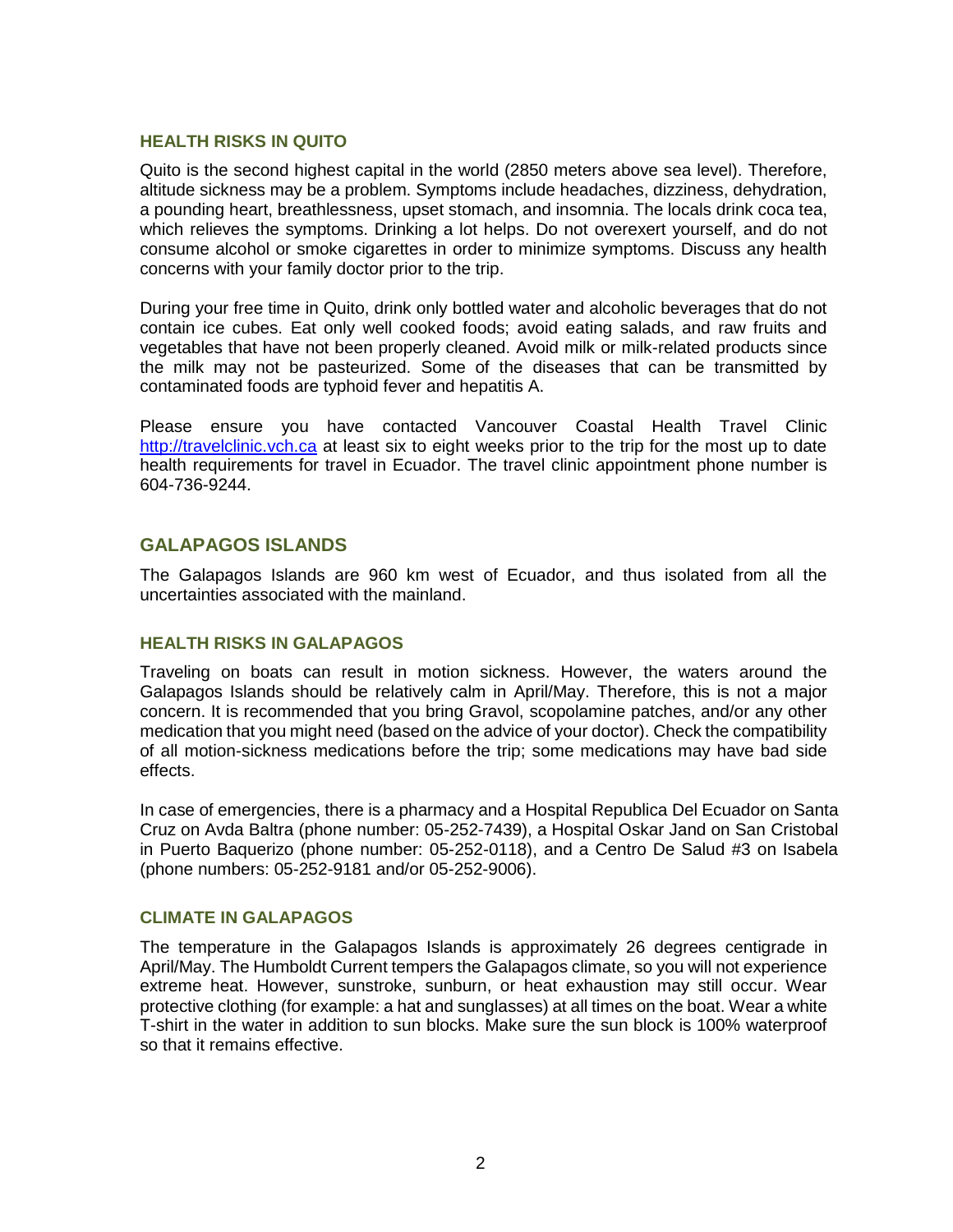### HEALTH RISKS IN QUITO

Quito is the second highest capital in the world (2850 meters above sea level). Therefore, altitude sickness may be a problem. Symptoms include headaches, dizziness, dehydration, a pounding heart, breathlessness, upset stomach, and insomnia. The locals drink coca tea, which relieves the symptoms. Drinking a lot helps. Do not overexert yourself, and do not consume alcohol or smoke cigarettes in order to minimize symptoms. Discuss any health concerns with your family doctor prior to the trip.

During your free time in Quito, drink only bottled water and alcoholic beverages that do not contain ice cubes. Eat only well cooked foods; avoid eating salads, and raw fruits and vegetables that have not been properly cleaned. Avoid milk or milk-related products since the milk may not be pasteurized. Some of the diseases that can be transmitted by contaminated foods are typhoid fever and hepatitis A.

Please ensure you have contacted Vancouver Coastal Health Travel Clinic [http://travelclinic.vch.ca](http://travelclinic.vch.ca) at least six to eight weeks prior to the trip for the most up to date health requirements for travel in Ecuador. The travel clinic appointment phone number is 604-736-9244.

## GALAPAGOS ISLANDS

The Galapagos Islands are 960 km west of Ecuador, and thus isolated from all the uncertainties associated with the mainland.

### HEALTH RISKS IN GALAPAGOS

Traveling on boats can result in motion sickness. However, the waters around the Galapagos Islands should be relatively calm in April/May. Therefore, this is not a major concern. It is recommended that you bring Gravol, scopolamine patches, and/or any other medication that you might need (based on the advice of your doctor). Check the compatibility of all motion-sickness medications before the trip; some medications may have bad side effects.

In case of emergencies, there is a pharmacy and a Hospital Republica Del Ecuador on Santa Cruz on Avda Baltra (phone number: 05-252-7439), a Hospital Oskar Jand on San Cristobal in Puerto Baquerizo (phone number: 05-252-0118), and a Centro De Salud #3 on Isabela (phone numbers: 05-252-9181 and/or 05-252-9006).

### CLIMATE IN GALAPAGOS

The temperature in the Galapagos Islands is approximately 26 degrees centigrade in April/May. The Humboldt Current tempers the Galapagos climate, so you will not experience extreme heat. However, sunstroke, sunburn, or heat exhaustion may still occur. Wear protective clothing (for example: a hat and sunglasses) at all times on the boat. Wear a white T-shirt in the water in addition to sun blocks. Make sure the sun block is 100% waterproof so that it remains effective.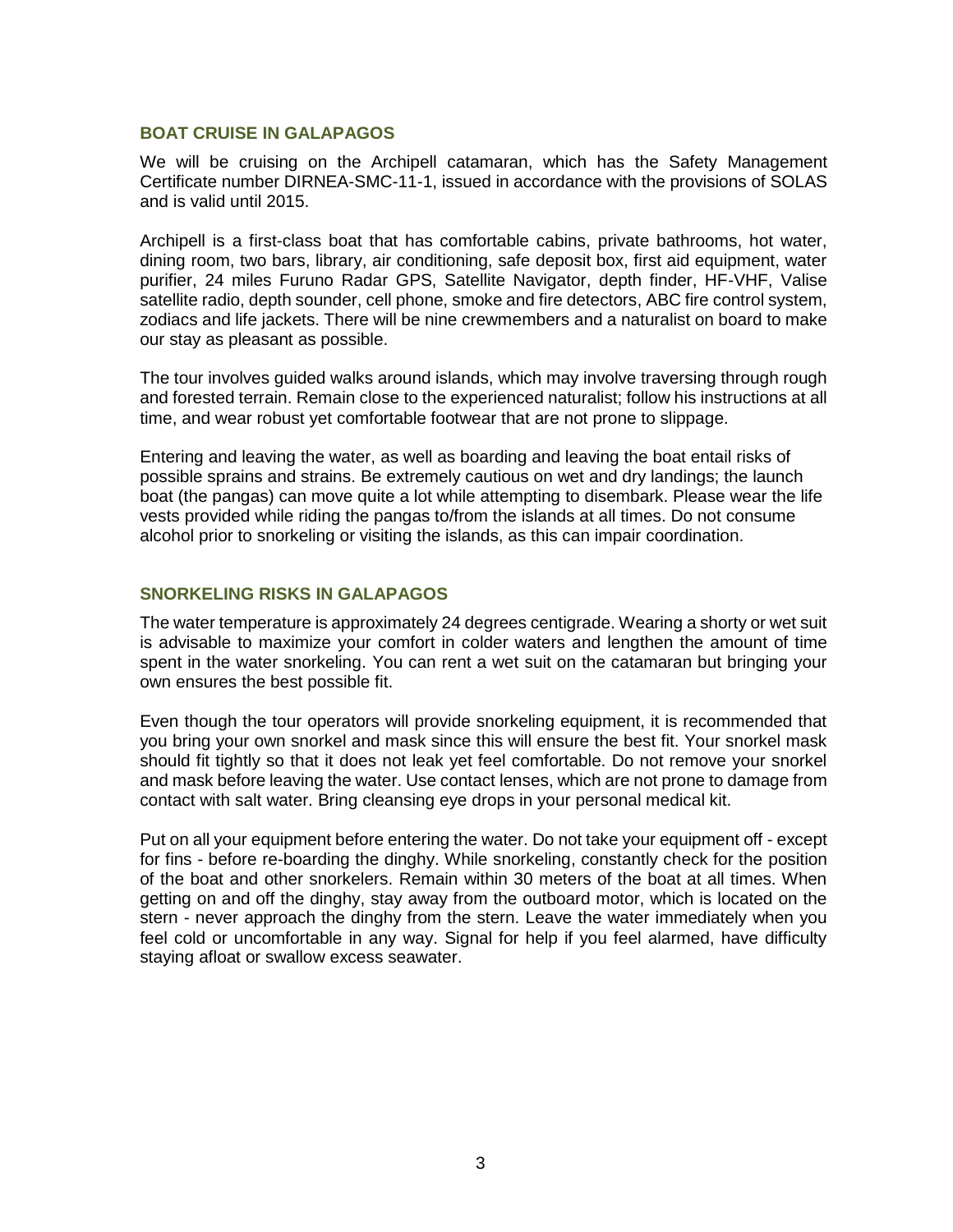## BOAT CRUISE IN GALAPAGOS

We will be cruising on the Archipell catamaran, which has the Safety Management Certificate number DIRNEA-SMC-11-1, issued in accordance with the provisions of SOLAS and is valid until 2015.

Archipell is a first-class boat that has comfortable cabins, private bathrooms, hot water, dining room, two bars, library, air conditioning, safe deposit box, first aid equipment, water purifier, 24 miles Furuno Radar GPS, Satellite Navigator, depth finder, HF-VHF, Valise satellite radio, depth sounder, cell phone, smoke and fire detectors, ABC fire control system, zodiacs and life jackets. There will be nine crewmembers and a naturalist on board to make our stay as pleasant as possible.

The tour involves guided walks around islands, which may involve traversing through rough and forested terrain. Remain close to the experienced naturalist; follow his instructions at all time, and wear robust yet comfortable footwear that are not prone to slippage.

Entering and leaving the water, as well as boarding and leaving the boat entail risks of possible sprains and strains. Be extremely cautious on wet and dry landings; the launch boat (the pangas) can move quite a lot while attempting to disembark. Please wear the life vests provided while riding the pangas to/from the islands at all times. Do not consume alcohol prior to snorkeling or visiting the islands, as this can impair coordination.

## SNORKELING RISKS IN GALAPAGOS

The water temperature is approximately 24 degrees centigrade. Wearing a shorty or wet suit is advisable to maximize your comfort in colder waters and lengthen the amount of time spent in the water snorkeling. You can rent a wet suit on the catamaran but bringing your own ensures the best possible fit.

Even though the tour operators will provide snorkeling equipment, it is recommended that you bring your own snorkel and mask since this will ensure the best fit. Your snorkel mask should fit tightly so that it does not leak yet feel comfortable. Do not remove your snorkel and mask before leaving the water. Use contact lenses, which are not prone to damage from contact with salt water. Bring cleansing eye drops in your personal medical kit.

Put on all your equipment before entering the water. Do not take your equipment off - except for fins - before re-boarding the dinghy. While snorkeling, constantly check for the position of the boat and other snorkelers. Remain within 30 meters of the boat at all times. When getting on and off the dinghy, stay away from the outboard motor, which is located on the stern - never approach the dinghy from the stern. Leave the water immediately when you feel cold or uncomfortable in any way. Signal for help if you feel alarmed, have difficulty staying afloat or swallow excess seawater.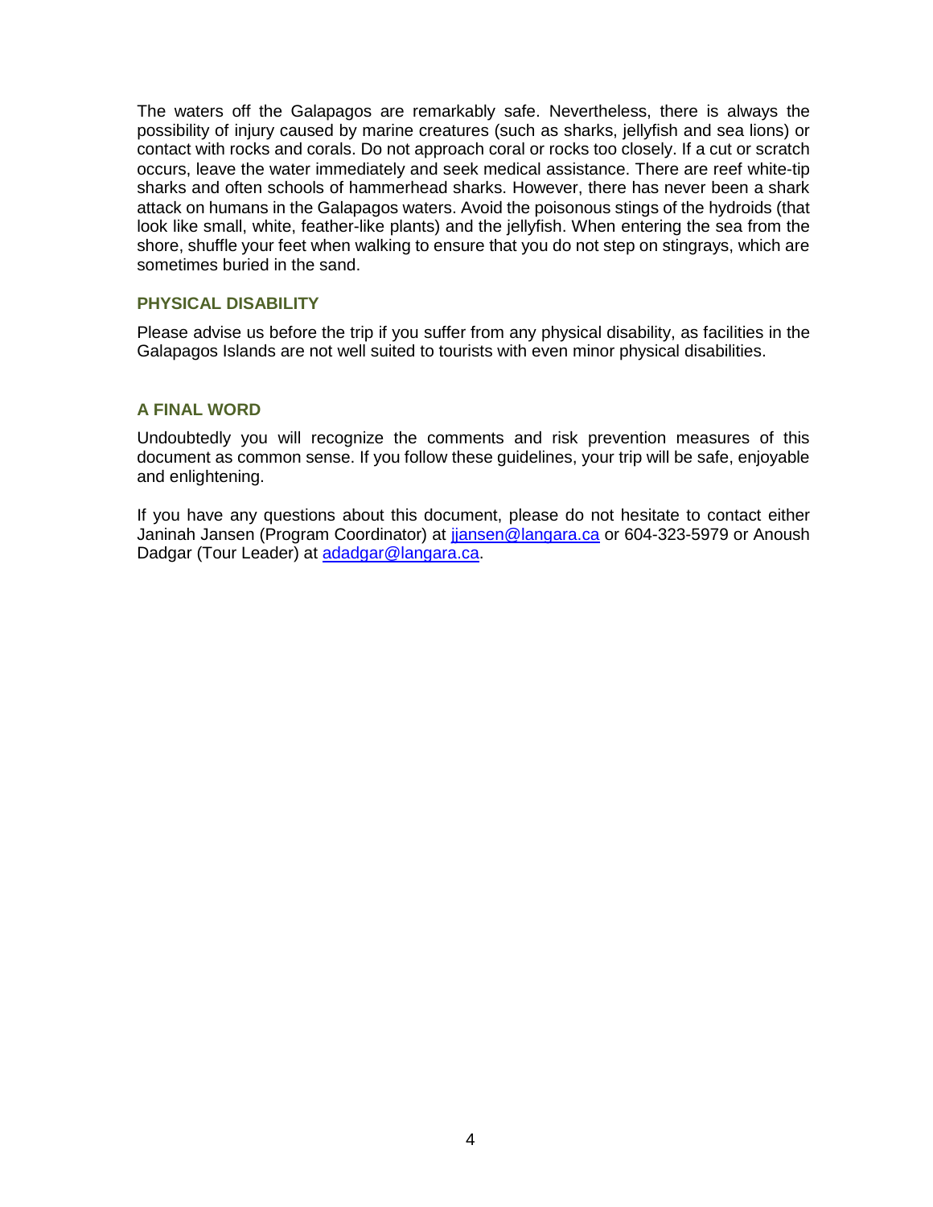The waters off the Galapagos are remarkably safe. Nevertheless, there is always the possibility of injury caused by marine creatures (such as sharks, jellyfish and sea lions) or contact with rocks and corals. Do not approach coral or rocks too closely. If a cut or scratch occurs, leave the water immediately and seek medical assistance. There are reef white-tip sharks and often schools of hammerhead sharks. However, there has never been a shark attack on humans in the Galapagos waters. Avoid the poisonous stings of the hydroids (that look like small, white, feather-like plants) and the jellyfish. When entering the sea from the shore, shuffle your feet when walking to ensure that you do not step on stingrays, which are sometimes buried in the sand.

## PHYSICAL DISABILITY

Please advise us before the trip if you suffer from any physical disability, as facilities in the Galapagos Islands are not well suited to tourists with even minor physical disabilities.

## A FINAL WORD

Undoubtedly you will recognize the comments and risk prevention measures of this document as common sense. If you follow these guidelines, your trip will be safe, enjoyable and enlightening.

If you have any questions about this document, please do not hesitate to contact either Janinah Jansen (Program Coordinator) at jjansen@langara.ca or 604-323-5979 or Anoush Dadgar (Tour Leader) at adadgar@langara.ca.